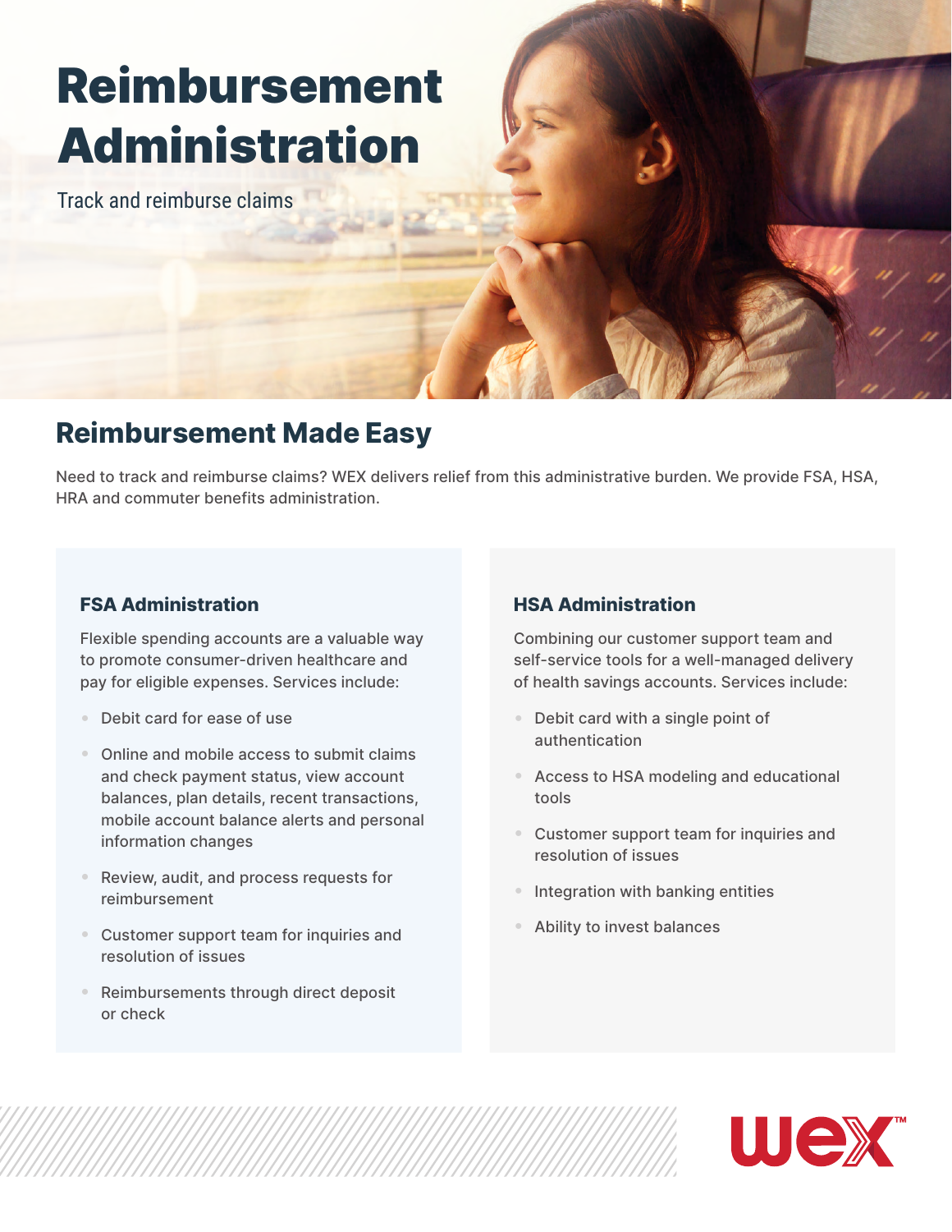# Reimbursement Administration

Track and reimburse claims

## Reimbursement Made Easy

Need to track and reimburse claims? WEX delivers relief from this administrative burden. We provide FSA, HSA, HRA and commuter benefits administration.

### FSA Administration

Flexible spending accounts are a valuable way to promote consumer-driven healthcare and pay for eligible expenses. Services include:

- Debit card for ease of use
- Online and mobile access to submit claims and check payment status, view account balances, plan details, recent transactions, mobile account balance alerts and personal information changes
- Review, audit, and process requests for reimbursement
- Customer support team for inquiries and resolution of issues
- Reimbursements through direct deposit or check

### HSA Administration

Combining our customer support team and self-service tools for a well-managed delivery of health savings accounts. Services include:

- Debit card with a single point of authentication
- Access to HSA modeling and educational tools
- Customer support team for inquiries and resolution of issues
- Integration with banking entities
- Ability to invest balances

WEX™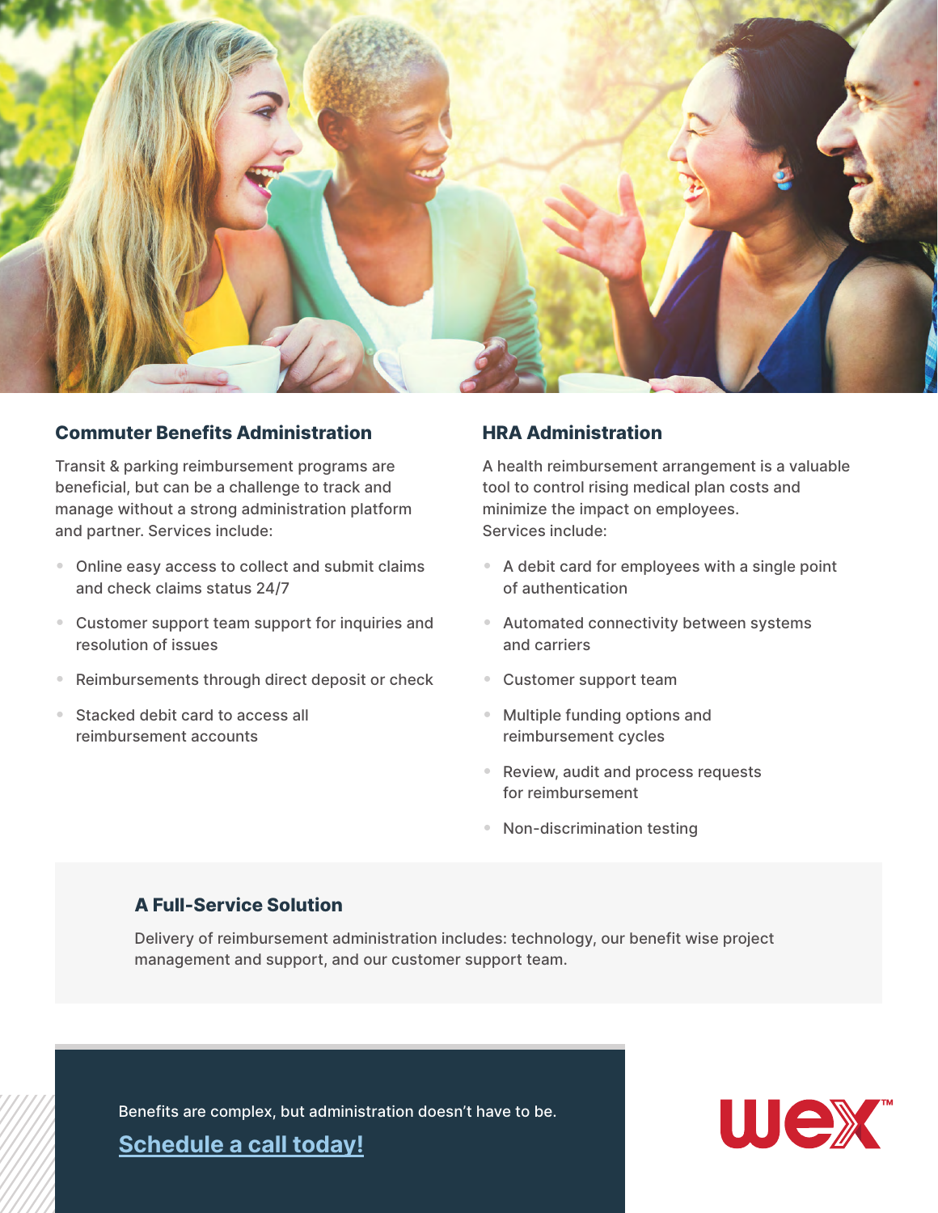## Commuter Benefits Administration

Transit & parking reimbursement programs are beneficial, but can be a challenge to track and manage without a strong administration platform and partner. Services include:

- Online easy access to collect and submit claims and check claims status 24/7
- Customer support team support for inquiries and resolution of issues
- Reimbursements through direct deposit or check
- Stacked debit card to access all reimbursement accounts

## HRA Administration

A health reimbursement arrangement is a valuable tool to control rising medical plan costs and minimize the impact on employees.
Services include:

- A debit card for employees with a single point of authentication
- Automated connectivity between systems and carriers
- Customer support team
- Multiple funding options and reimbursement cycles
- Review, audit and process requests for reimbursement
- Non-discrimination testing

### A Full-Service Solution

Delivery of reimbursement administration includes: technology, our benefit wise project management and support, and our customer support team.

Benefits are complex, but administration doesn't have to be.

**Schedule a call today!**

WEX™